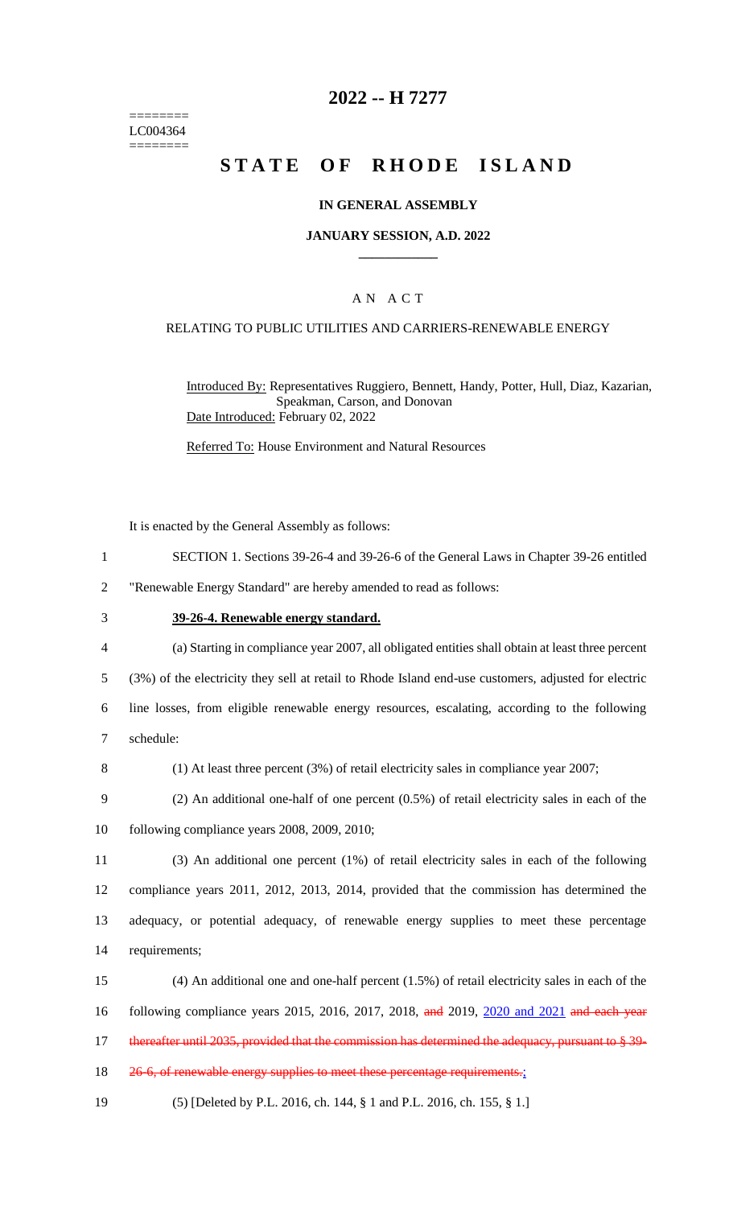========
LC004364
========

# 2022 -- H 7277

# STATE OF RHODE ISLAND

### IN GENERAL ASSEMBLY

### JANUARY SESSION, A.D. 2022

## A N A C T

### RELATING TO PUBLIC UTILITIES AND CARRIERS-RENEWABLE ENERGY

Introduced By: Representatives Ruggiero, Bennett, Handy, Potter, Hull, Diaz, Kazarian, Speakman, Carson, and Donovan

Date Introduced: February 02, 2022

Referred To: House Environment and Natural Resources

It is enacted by the General Assembly as follows:

SECTION 1. Sections 39-26-4 and 39-26-6 of the General Laws in Chapter 39-26 entitled "Renewable Energy Standard" are hereby amended to read as follows:

**39-26-4. Renewable energy standard.**

(a) Starting in compliance year 2007, all obligated entities shall obtain at least three percent (3%) of the electricity they sell at retail to Rhode Island end-use customers, adjusted for electric line losses, from eligible renewable energy resources, escalating, according to the following schedule:

(1) At least three percent (3%) of retail electricity sales in compliance year 2007;

(2) An additional one-half of one percent (0.5%) of retail electricity sales in each of the following compliance years 2008, 2009, 2010;

(3) An additional one percent (1%) of retail electricity sales in each of the following compliance years 2011, 2012, 2013, 2014, provided that the commission has determined the adequacy, or potential adequacy, of renewable energy supplies to meet these percentage requirements;

(4) An additional one and one-half percent (1.5%) of retail electricity sales in each of the following compliance years 2015, 2016, 2017, 2018, ~~and~~ 2019, 2020 and 2021 ~~and each year thereafter until 2035, provided that the commission has determined the adequacy, pursuant to § 39-26-6, of renewable energy supplies to meet these percentage requirements.~~;

(5) [Deleted by P.L. 2016, ch. 144, § 1 and P.L. 2016, ch. 155, § 1.]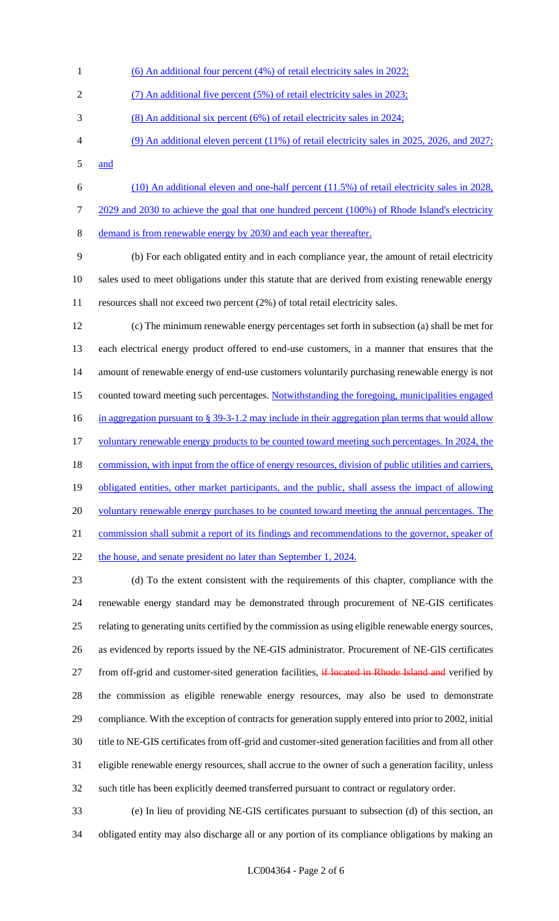(6) An additional four percent (4%) of retail electricity sales in 2022;

(7) An additional five percent (5%) of retail electricity sales in 2023;

(8) An additional six percent (6%) of retail electricity sales in 2024;

(9) An additional eleven percent (11%) of retail electricity sales in 2025, 2026, and 2027; and

(10) An additional eleven and one-half percent (11.5%) of retail electricity sales in 2028, 2029 and 2030 to achieve the goal that one hundred percent (100%) of Rhode Island's electricity demand is from renewable energy by 2030 and each year thereafter.

(b) For each obligated entity and in each compliance year, the amount of retail electricity sales used to meet obligations under this statute that are derived from existing renewable energy resources shall not exceed two percent (2%) of total retail electricity sales.

(c) The minimum renewable energy percentages set forth in subsection (a) shall be met for each electrical energy product offered to end-use customers, in a manner that ensures that the amount of renewable energy of end-use customers voluntarily purchasing renewable energy is not counted toward meeting such percentages. Notwithstanding the foregoing, municipalities engaged in aggregation pursuant to § 39-3-1.2 may include in their aggregation plan terms that would allow voluntary renewable energy products to be counted toward meeting such percentages. In 2024, the commission, with input from the office of energy resources, division of public utilities and carriers, obligated entities, other market participants, and the public, shall assess the impact of allowing voluntary renewable energy purchases to be counted toward meeting the annual percentages. The commission shall submit a report of its findings and recommendations to the governor, speaker of the house, and senate president no later than September 1, 2024.

(d) To the extent consistent with the requirements of this chapter, compliance with the renewable energy standard may be demonstrated through procurement of NE-GIS certificates relating to generating units certified by the commission as using eligible renewable energy sources, as evidenced by reports issued by the NE-GIS administrator. Procurement of NE-GIS certificates from off-grid and customer-sited generation facilities, ~~if located in Rhode Island and~~ verified by the commission as eligible renewable energy resources, may also be used to demonstrate compliance. With the exception of contracts for generation supply entered into prior to 2002, initial title to NE-GIS certificates from off-grid and customer-sited generation facilities and from all other eligible renewable energy resources, shall accrue to the owner of such a generation facility, unless such title has been explicitly deemed transferred pursuant to contract or regulatory order.

(e) In lieu of providing NE-GIS certificates pursuant to subsection (d) of this section, an obligated entity may also discharge all or any portion of its compliance obligations by making an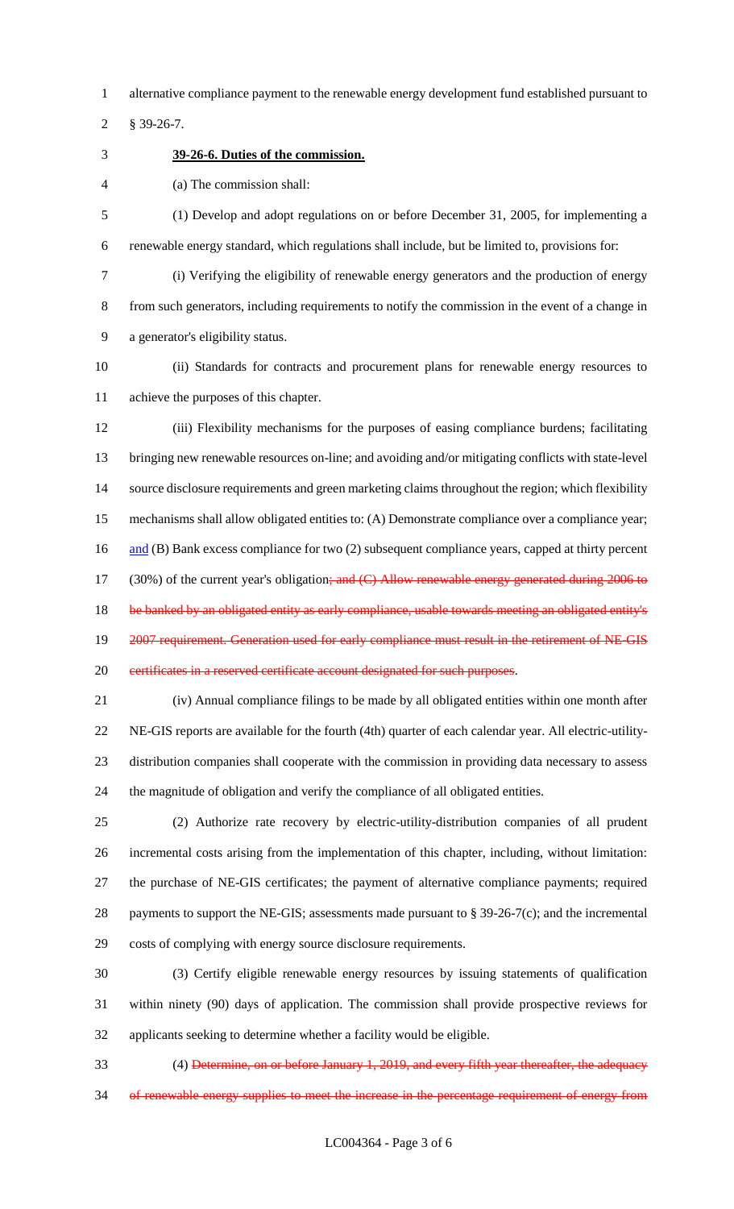alternative compliance payment to the renewable energy development fund established pursuant to § 39-26-7.

**39-26-6. Duties of the commission.**

(a) The commission shall:

(1) Develop and adopt regulations on or before December 31, 2005, for implementing a renewable energy standard, which regulations shall include, but be limited to, provisions for:

(i) Verifying the eligibility of renewable energy generators and the production of energy from such generators, including requirements to notify the commission in the event of a change in a generator's eligibility status.

(ii) Standards for contracts and procurement plans for renewable energy resources to achieve the purposes of this chapter.

(iii) Flexibility mechanisms for the purposes of easing compliance burdens; facilitating bringing new renewable resources on-line; and avoiding and/or mitigating conflicts with state-level source disclosure requirements and green marketing claims throughout the region; which flexibility mechanisms shall allow obligated entities to: (A) Demonstrate compliance over a compliance year; and (B) Bank excess compliance for two (2) subsequent compliance years, capped at thirty percent (30%) of the current year's obligation~~; and (C) Allow renewable energy generated during 2006 to be banked by an obligated entity as early compliance, usable towards meeting an obligated entity's 2007 requirement. Generation used for early compliance must result in the retirement of NE-GIS certificates in a reserved certificate account designated for such purposes~~.

(iv) Annual compliance filings to be made by all obligated entities within one month after NE-GIS reports are available for the fourth (4th) quarter of each calendar year. All electric-utility-distribution companies shall cooperate with the commission in providing data necessary to assess the magnitude of obligation and verify the compliance of all obligated entities.

(2) Authorize rate recovery by electric-utility-distribution companies of all prudent incremental costs arising from the implementation of this chapter, including, without limitation: the purchase of NE-GIS certificates; the payment of alternative compliance payments; required payments to support the NE-GIS; assessments made pursuant to § 39-26-7(c); and the incremental costs of complying with energy source disclosure requirements.

(3) Certify eligible renewable energy resources by issuing statements of qualification within ninety (90) days of application. The commission shall provide prospective reviews for applicants seeking to determine whether a facility would be eligible.

(4) ~~Determine, on or before January 1, 2019, and every fifth year thereafter, the adequacy of renewable energy supplies to meet the increase in the percentage requirement of energy from~~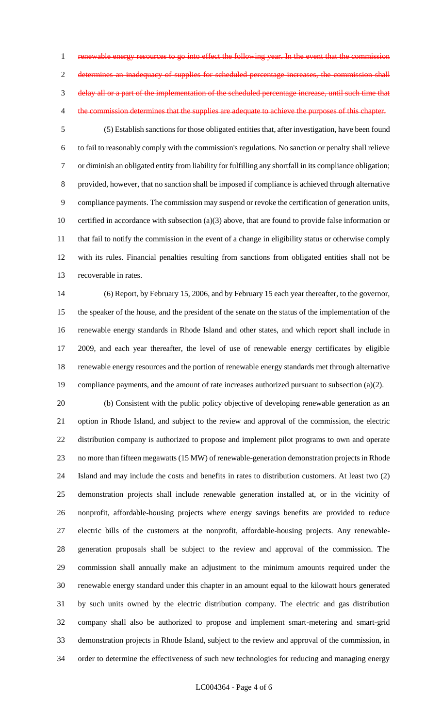~~renewable energy resources to go into effect the following year. In the event that the commission determines an inadequacy of supplies for scheduled percentage increases, the commission shall delay all or a part of the implementation of the scheduled percentage increase, until such time that the commission determines that the supplies are adequate to achieve the purposes of this chapter.~~

(5) Establish sanctions for those obligated entities that, after investigation, have been found to fail to reasonably comply with the commission's regulations. No sanction or penalty shall relieve or diminish an obligated entity from liability for fulfilling any shortfall in its compliance obligation; provided, however, that no sanction shall be imposed if compliance is achieved through alternative compliance payments. The commission may suspend or revoke the certification of generation units, certified in accordance with subsection (a)(3) above, that are found to provide false information or that fail to notify the commission in the event of a change in eligibility status or otherwise comply with its rules. Financial penalties resulting from sanctions from obligated entities shall not be recoverable in rates.

(6) Report, by February 15, 2006, and by February 15 each year thereafter, to the governor, the speaker of the house, and the president of the senate on the status of the implementation of the renewable energy standards in Rhode Island and other states, and which report shall include in 2009, and each year thereafter, the level of use of renewable energy certificates by eligible renewable energy resources and the portion of renewable energy standards met through alternative compliance payments, and the amount of rate increases authorized pursuant to subsection (a)(2).

(b) Consistent with the public policy objective of developing renewable generation as an option in Rhode Island, and subject to the review and approval of the commission, the electric distribution company is authorized to propose and implement pilot programs to own and operate no more than fifteen megawatts (15 MW) of renewable-generation demonstration projects in Rhode Island and may include the costs and benefits in rates to distribution customers. At least two (2) demonstration projects shall include renewable generation installed at, or in the vicinity of nonprofit, affordable-housing projects where energy savings benefits are provided to reduce electric bills of the customers at the nonprofit, affordable-housing projects. Any renewable-generation proposals shall be subject to the review and approval of the commission. The commission shall annually make an adjustment to the minimum amounts required under the renewable energy standard under this chapter in an amount equal to the kilowatt hours generated by such units owned by the electric distribution company. The electric and gas distribution company shall also be authorized to propose and implement smart-metering and smart-grid demonstration projects in Rhode Island, subject to the review and approval of the commission, in order to determine the effectiveness of such new technologies for reducing and managing energy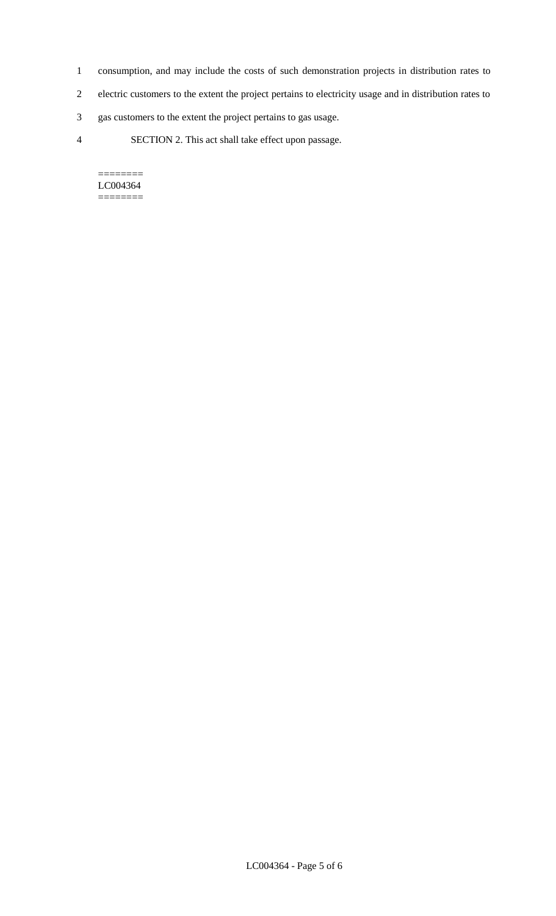consumption, and may include the costs of such demonstration projects in distribution rates to electric customers to the extent the project pertains to electricity usage and in distribution rates to gas customers to the extent the project pertains to gas usage.

SECTION 2. This act shall take effect upon passage.

========
LC004364
========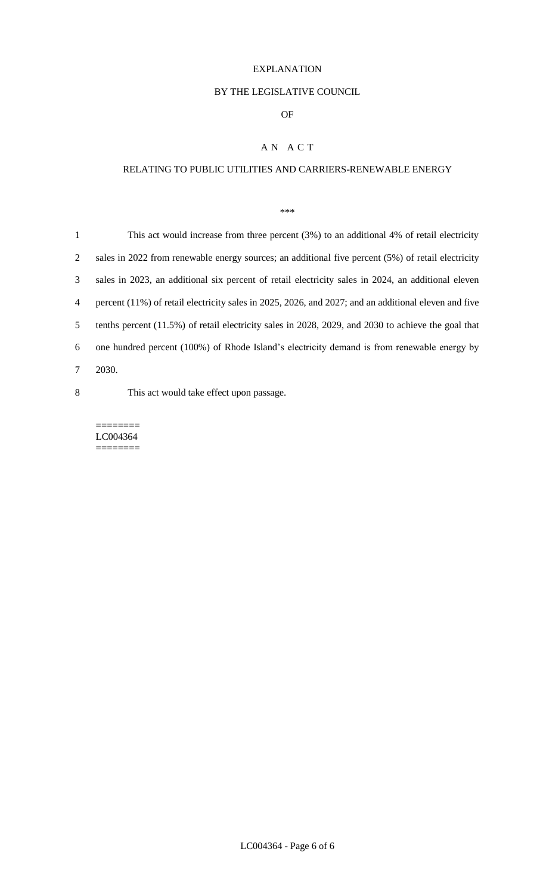EXPLANATION

BY THE LEGISLATIVE COUNCIL

OF

A N A C T

RELATING TO PUBLIC UTILITIES AND CARRIERS-RENEWABLE ENERGY

\*\*\*

This act would increase from three percent (3%) to an additional 4% of retail electricity sales in 2022 from renewable energy sources; an additional five percent (5%) of retail electricity sales in 2023, an additional six percent of retail electricity sales in 2024, an additional eleven percent (11%) of retail electricity sales in 2025, 2026, and 2027; and an additional eleven and five tenths percent (11.5%) of retail electricity sales in 2028, 2029, and 2030 to achieve the goal that one hundred percent (100%) of Rhode Island's electricity demand is from renewable energy by 2030.

This act would take effect upon passage.

========
LC004364
========